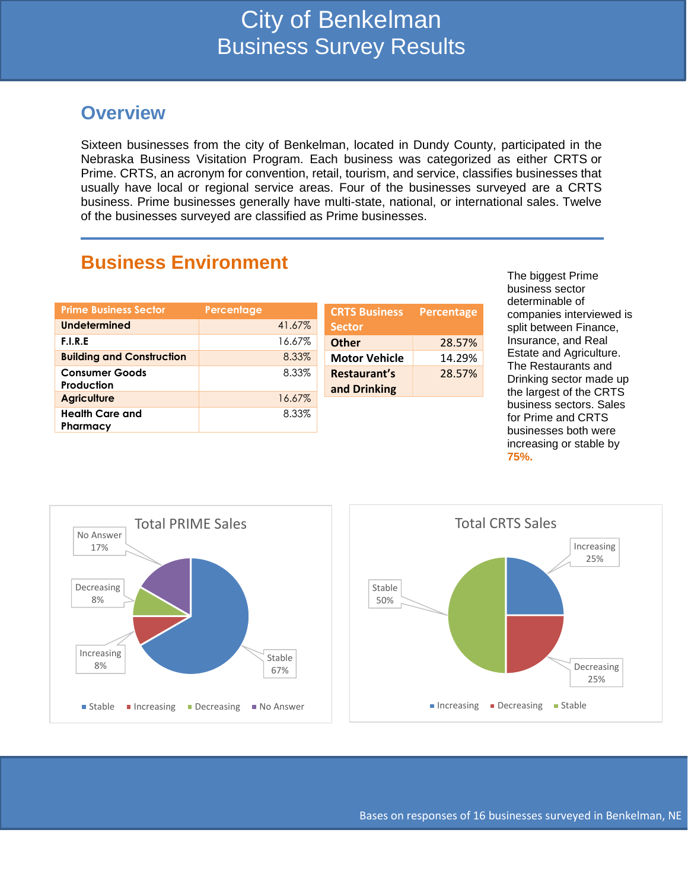# City of Benkelman
## Business Survey Results

## Overview

Sixteen businesses from the city of Benkelman, located in Dundy County, participated in the Nebraska Business Visitation Program. Each business was categorized as either CRTS or Prime. CRTS, an acronym for convention, retail, tourism, and service, classifies businesses that usually have local or regional service areas. Four of the businesses surveyed are a CRTS business. Prime businesses generally have multi-state, national, or international sales. Twelve of the businesses surveyed are classified as Prime businesses.

## Business Environment

| Prime Business Sector | Percentage |
|---|---|
| **Undetermined** | 41.67% |
| **F.I.R.E** | 16.67% |
| **Building and Construction** | 8.33% |
| **Consumer Goods Production** | 8.33% |
| **Agriculture** | 16.67% |
| **Health Care and Pharmacy** | 8.33% |

| CRTS Business Sector | Percentage |
|---|---|
| **Other** | 28.57% |
| **Motor Vehicle** | 14.29% |
| **Restaurant's and Drinking** | 28.57% |

The biggest Prime business sector determinable of companies interviewed is split between Finance, Insurance, and Real Estate and Agriculture. The Restaurants and Drinking sector made up the largest of the CRTS business sectors. Sales for Prime and CRTS businesses both were increasing or stable by **75%.**

**Total PRIME Sales**

- Stable: 67%
- Increasing: 8%
- Decreasing: 8%
- No Answer: 17%

**Total CRTS Sales**

- Increasing: 25%
- Decreasing: 25%
- Stable: 50%

Bases on responses of 16 businesses surveyed in Benkelman, NE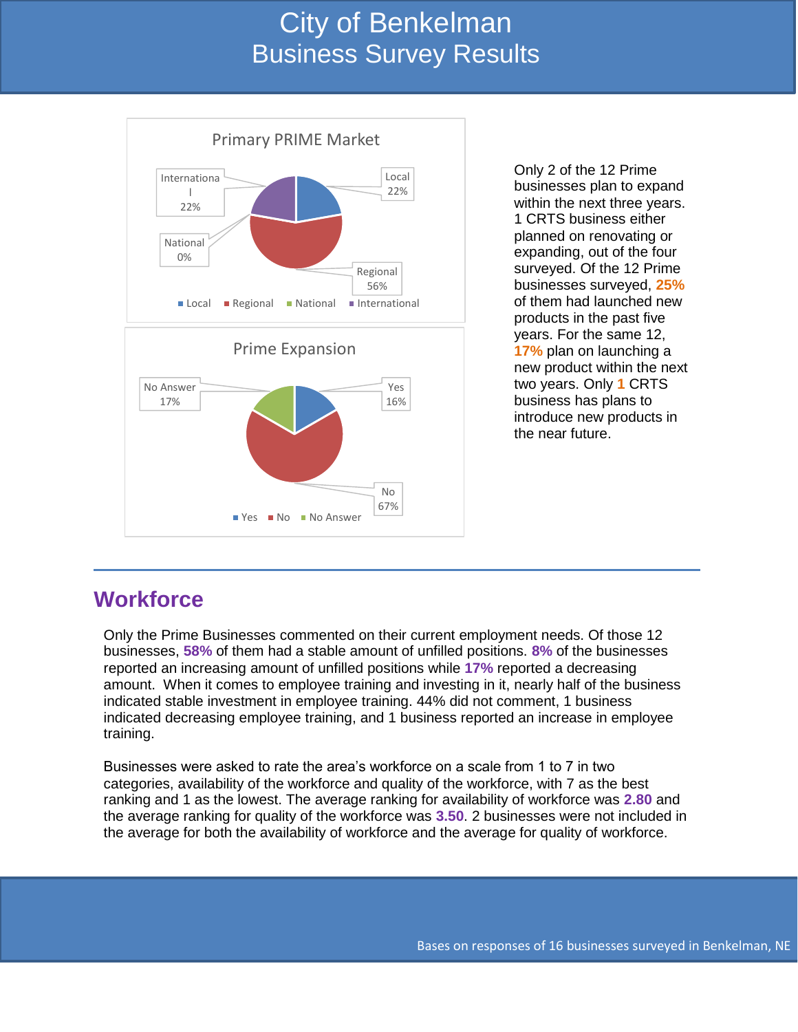# City of Benkelman
## Business Survey Results

**Primary PRIME Market**

| Market | Percent |
|---|---|
| Local | 22% |
| Regional | 56% |
| National | 0% |
| International | 22% |

**Prime Expansion**

| Response | Percent |
|---|---|
| Yes | 16% |
| No | 67% |
| No Answer | 17% |

Only 2 of the 12 Prime businesses plan to expand within the next three years. 1 CRTS business either planned on renovating or expanding, out of the four surveyed. Of the 12 Prime businesses surveyed, **25%** of them had launched new products in the past five years. For the same 12, **17%** plan on launching a new product within the next two years. Only **1** CRTS business has plans to introduce new products in the near future.

## Workforce

Only the Prime Businesses commented on their current employment needs. Of those 12 businesses, **58%** of them had a stable amount of unfilled positions. **8%** of the businesses reported an increasing amount of unfilled positions while **17%** reported a decreasing amount. When it comes to employee training and investing in it, nearly half of the business indicated stable investment in employee training. 44% did not comment, 1 business indicated decreasing employee training, and 1 business reported an increase in employee training.

Businesses were asked to rate the area's workforce on a scale from 1 to 7 in two categories, availability of the workforce and quality of the workforce, with 7 as the best ranking and 1 as the lowest. The average ranking for availability of workforce was **2.80** and the average ranking for quality of the workforce was **3.50**. 2 businesses were not included in the average for both the availability of workforce and the average for quality of workforce.

Bases on responses of 16 businesses surveyed in Benkelman, NE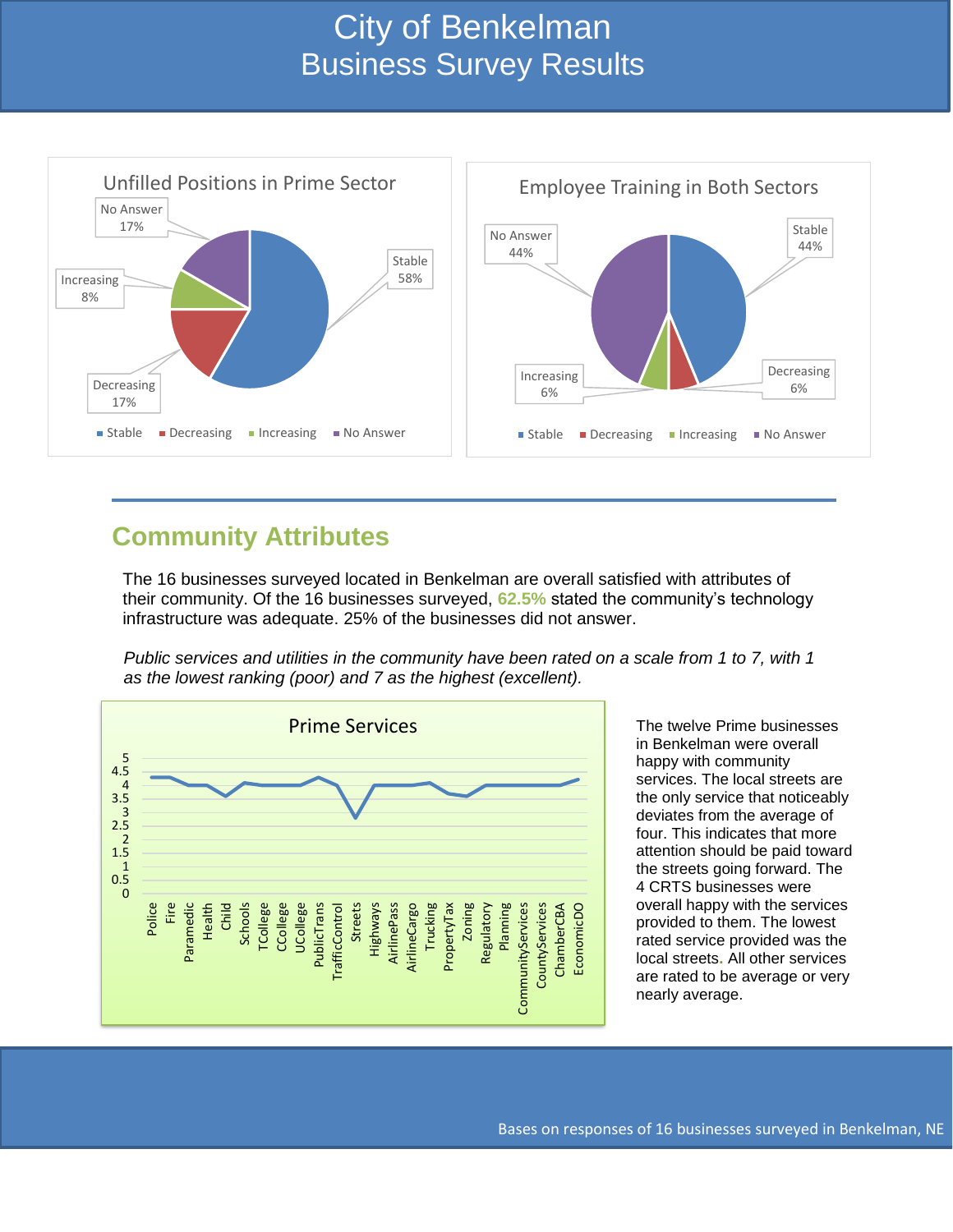# City of Benkelman
## Business Survey Results

**Unfilled Positions in Prime Sector**

| Category | Percent |
|---|---|
| Stable | 58% |
| Decreasing | 17% |
| Increasing | 8% |
| No Answer | 17% |

**Employee Training in Both Sectors**

| Category | Percent |
|---|---|
| Stable | 44% |
| Decreasing | 6% |
| Increasing | 6% |
| No Answer | 44% |

## Community Attributes

The 16 businesses surveyed located in Benkelman are overall satisfied with attributes of their community. Of the 16 businesses surveyed, 62.5% stated the community's technology infrastructure was adequate. 25% of the businesses did not answer.

*Public services and utilities in the community have been rated on a scale from 1 to 7, with 1 as the lowest ranking (poor) and 7 as the highest (excellent).*

**Prime Services**

Services rated (y-axis 0–5): Police, Fire, Paramedic, Health, Child, Schools, TCollege, CCollege, UCollege, PublicTrans, TrafficControl, Streets, Highways, AirlinePass, AirlineCargo, Trucking, PropertyTax, Zoning, Regulatory, Planning, CommunityServices, CountyServices, ChamberCBA, EconomicDO

The twelve Prime businesses in Benkelman were overall happy with community services. The local streets are the only service that noticeably deviates from the average of four. This indicates that more attention should be paid toward the streets going forward. The 4 CRTS businesses were overall happy with the services provided to them. The lowest rated service provided was the local streets. All other services are rated to be average or very nearly average.

Bases on responses of 16 businesses surveyed in Benkelman, NE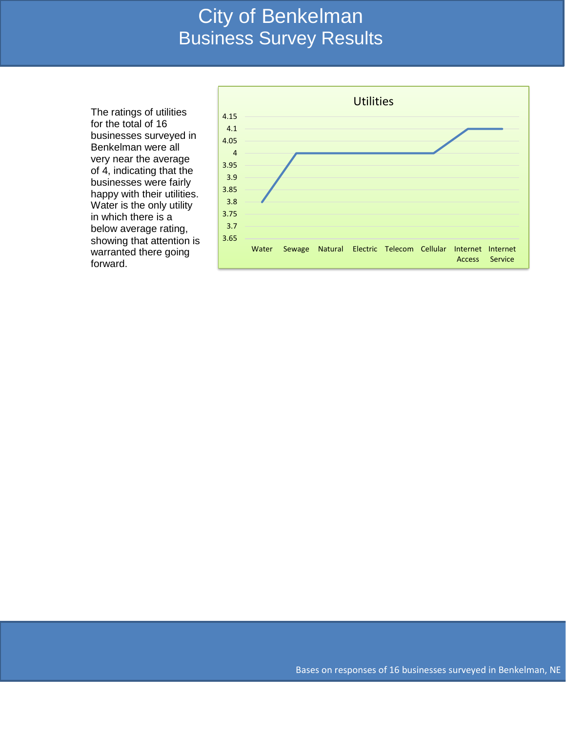# City of Benkelman
## Business Survey Results

The ratings of utilities for the total of 16 businesses surveyed in Benkelman were all very near the average of 4, indicating that the businesses were fairly happy with their utilities. Water is the only utility in which there is a below average rating, showing that attention is warranted there going forward.

Utilities

4.15
4.1
4.05
4
3.95
3.9
3.85
3.8
3.75
3.7
3.65

Water
Sewage
Natural
Electric
Telecom
Cellular
Internet Access
Internet Service

Bases on responses of 16 businesses surveyed in Benkelman, NE